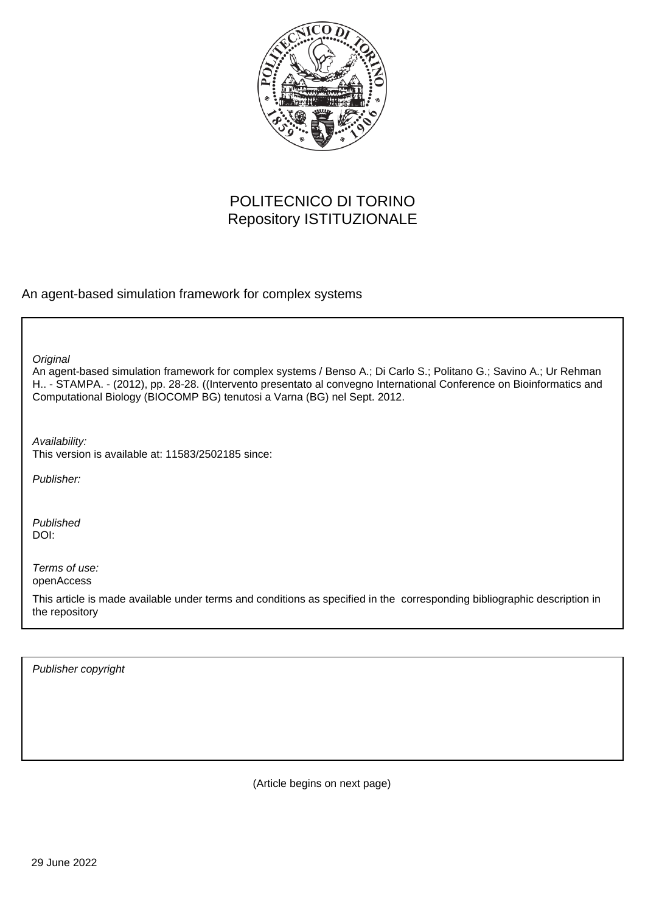POLITECNICO DI TORINO
Repository ISTITUZIONALE

An agent-based simulation framework for complex systems

*Original*
An agent-based simulation framework for complex systems / Benso A.; Di Carlo S.; Politano G.; Savino A.; Ur Rehman H.. - STAMPA. - (2012), pp. 28-28. ((Intervento presentato al convegno International Conference on Bioinformatics and Computational Biology (BIOCOMP BG) tenutosi a Varna (BG) nel Sept. 2012.

*Availability:*
This version is available at: 11583/2502185 since:

*Publisher:*

*Published*
DOI:

*Terms of use:*
openAccess

This article is made available under terms and conditions as specified in the corresponding bibliographic description in the repository

*Publisher copyright*

(Article begins on next page)

29 June 2022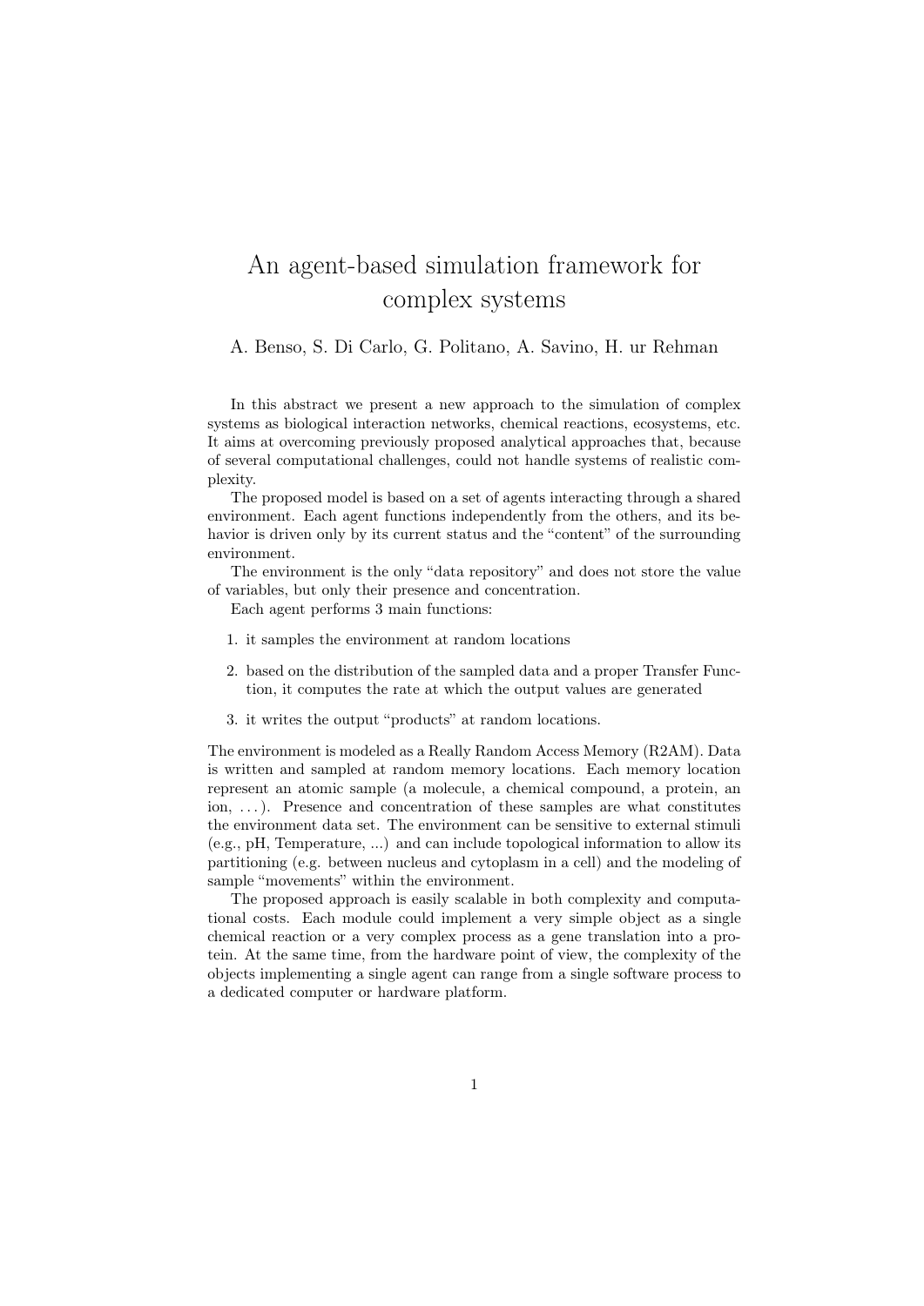# An agent-based simulation framework for complex systems

A. Benso, S. Di Carlo, G. Politano, A. Savino, H. ur Rehman

In this abstract we present a new approach to the simulation of complex systems as biological interaction networks, chemical reactions, ecosystems, etc. It aims at overcoming previously proposed analytical approaches that, because of several computational challenges, could not handle systems of realistic complexity.

The proposed model is based on a set of agents interacting through a shared environment. Each agent functions independently from the others, and its behavior is driven only by its current status and the "content" of the surrounding environment.

The environment is the only "data repository" and does not store the value of variables, but only their presence and concentration.

Each agent performs 3 main functions:

1. it samples the environment at random locations
2. based on the distribution of the sampled data and a proper Transfer Function, it computes the rate at which the output values are generated
3. it writes the output "products" at random locations.

The environment is modeled as a Really Random Access Memory (R2AM). Data is written and sampled at random memory locations. Each memory location represent an atomic sample (a molecule, a chemical compound, a protein, an ion, . . . ). Presence and concentration of these samples are what constitutes the environment data set. The environment can be sensitive to external stimuli (e.g., pH, Temperature, ...) and can include topological information to allow its partitioning (e.g. between nucleus and cytoplasm in a cell) and the modeling of sample "movements" within the environment.

The proposed approach is easily scalable in both complexity and computational costs. Each module could implement a very simple object as a single chemical reaction or a very complex process as a gene translation into a protein. At the same time, from the hardware point of view, the complexity of the objects implementing a single agent can range from a single software process to a dedicated computer or hardware platform.